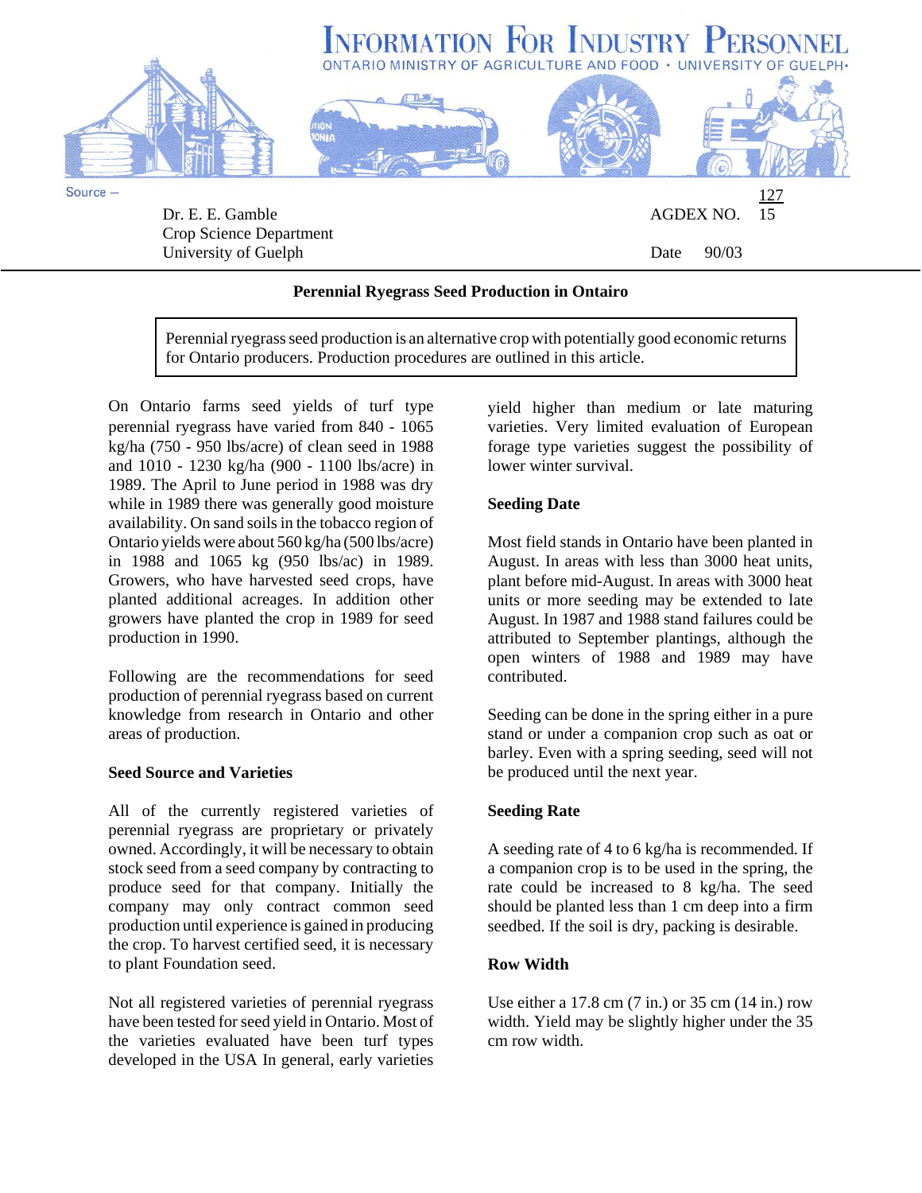# INFORMATION FOR INDUSTRY PERSONNEL

ONTARIO MINISTRY OF AGRICULTURE AND FOOD • UNIVERSITY OF GUELPH•

Source –

Dr. E. E. Gamble
Crop Science Department
University of Guelph

AGDEX NO. 127/15

Date 90/03

## Perennial Ryegrass Seed Production in Ontairo

> Perennial ryegrass seed production is an alternative crop with potentially good economic returns for Ontario producers. Production procedures are outlined in this article.

On Ontario farms seed yields of turf type perennial ryegrass have varied from 840 - 1065 kg/ha (750 - 950 lbs/acre) of clean seed in 1988 and 1010 - 1230 kg/ha (900 - 1100 lbs/acre) in 1989. The April to June period in 1988 was dry while in 1989 there was generally good moisture availability. On sand soils in the tobacco region of Ontario yields were about 560 kg/ha (500 lbs/acre) in 1988 and 1065 kg (950 lbs/ac) in 1989. Growers, who have harvested seed crops, have planted additional acreages. In addition other growers have planted the crop in 1989 for seed production in 1990.

Following are the recommendations for seed production of perennial ryegrass based on current knowledge from research in Ontario and other areas of production.

### Seed Source and Varieties

All of the currently registered varieties of perennial ryegrass are proprietary or privately owned. Accordingly, it will be necessary to obtain stock seed from a seed company by contracting to produce seed for that company. Initially the company may only contract common seed production until experience is gained in producing the crop. To harvest certified seed, it is necessary to plant Foundation seed.

Not all registered varieties of perennial ryegrass have been tested for seed yield in Ontario. Most of the varieties evaluated have been turf types developed in the USA In general, early varieties yield higher than medium or late maturing varieties. Very limited evaluation of European forage type varieties suggest the possibility of lower winter survival.

### Seeding Date

Most field stands in Ontario have been planted in August. In areas with less than 3000 heat units, plant before mid-August. In areas with 3000 heat units or more seeding may be extended to late August. In 1987 and 1988 stand failures could be attributed to September plantings, although the open winters of 1988 and 1989 may have contributed.

Seeding can be done in the spring either in a pure stand or under a companion crop such as oat or barley. Even with a spring seeding, seed will not be produced until the next year.

### Seeding Rate

A seeding rate of 4 to 6 kg/ha is recommended. If a companion crop is to be used in the spring, the rate could be increased to 8 kg/ha. The seed should be planted less than 1 cm deep into a firm seedbed. If the soil is dry, packing is desirable.

### Row Width

Use either a 17.8 cm (7 in.) or 35 cm (14 in.) row width. Yield may be slightly higher under the 35 cm row width.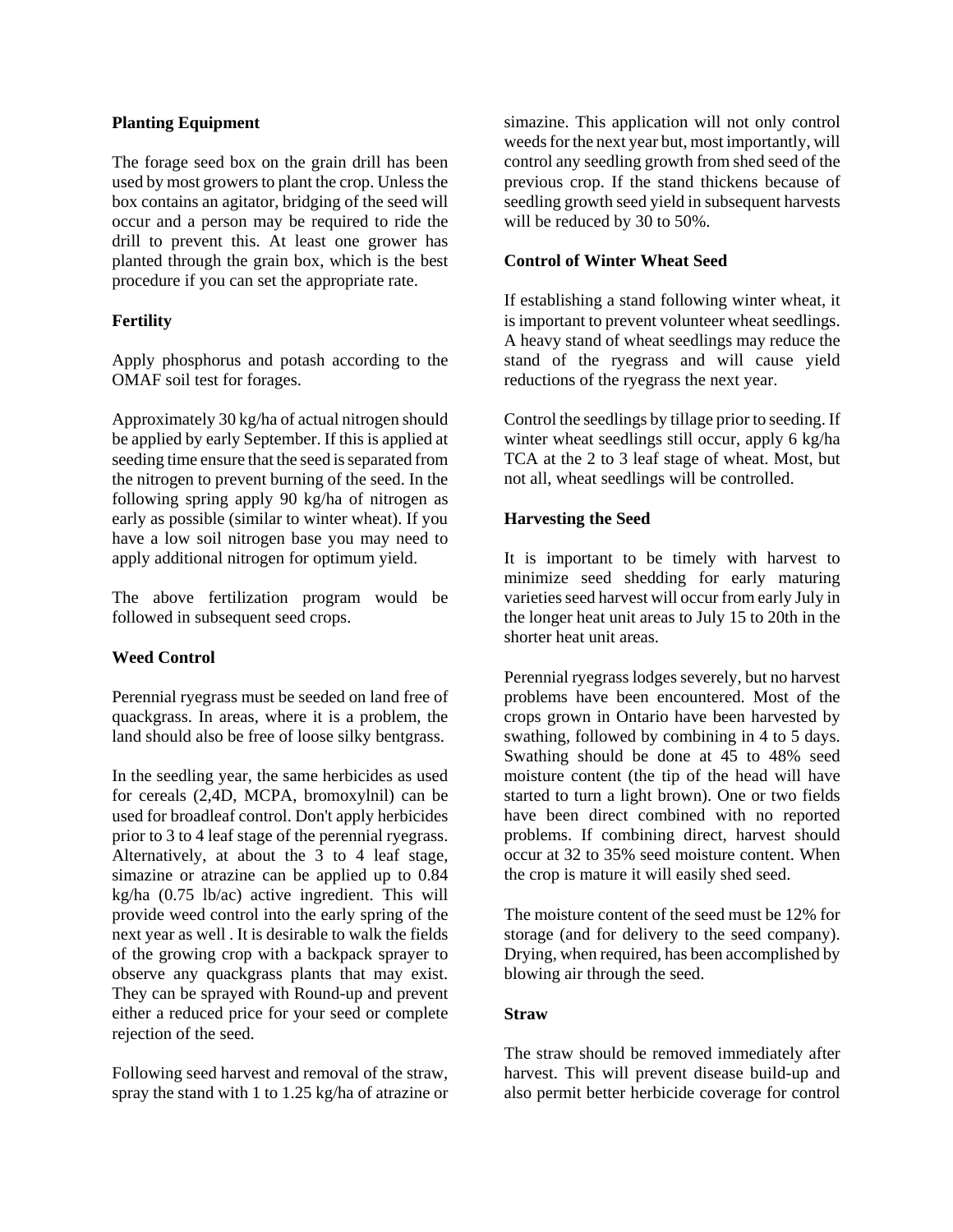**Planting Equipment**

The forage seed box on the grain drill has been used by most growers to plant the crop. Unless the box contains an agitator, bridging of the seed will occur and a person may be required to ride the drill to prevent this. At least one grower has planted through the grain box, which is the best procedure if you can set the appropriate rate.

**Fertility**

Apply phosphorus and potash according to the OMAF soil test for forages.

Approximately 30 kg/ha of actual nitrogen should be applied by early September. If this is applied at seeding time ensure that the seed is separated from the nitrogen to prevent burning of the seed. In the following spring apply 90 kg/ha of nitrogen as early as possible (similar to winter wheat). If you have a low soil nitrogen base you may need to apply additional nitrogen for optimum yield.

The above fertilization program would be followed in subsequent seed crops.

**Weed Control**

Perennial ryegrass must be seeded on land free of quackgrass. In areas, where it is a problem, the land should also be free of loose silky bentgrass.

In the seedling year, the same herbicides as used for cereals (2,4D, MCPA, bromoxylnil) can be used for broadleaf control. Don't apply herbicides prior to 3 to 4 leaf stage of the perennial ryegrass. Alternatively, at about the 3 to 4 leaf stage, simazine or atrazine can be applied up to 0.84 kg/ha (0.75 lb/ac) active ingredient. This will provide weed control into the early spring of the next year as well . It is desirable to walk the fields of the growing crop with a backpack sprayer to observe any quackgrass plants that may exist. They can be sprayed with Round-up and prevent either a reduced price for your seed or complete rejection of the seed.

Following seed harvest and removal of the straw, spray the stand with 1 to 1.25 kg/ha of atrazine or simazine. This application will not only control weeds for the next year but, most importantly, will control any seedling growth from shed seed of the previous crop. If the stand thickens because of seedling growth seed yield in subsequent harvests will be reduced by 30 to 50%.

**Control of Winter Wheat Seed**

If establishing a stand following winter wheat, it is important to prevent volunteer wheat seedlings. A heavy stand of wheat seedlings may reduce the stand of the ryegrass and will cause yield reductions of the ryegrass the next year.

Control the seedlings by tillage prior to seeding. If winter wheat seedlings still occur, apply 6 kg/ha TCA at the 2 to 3 leaf stage of wheat. Most, but not all, wheat seedlings will be controlled.

**Harvesting the Seed**

It is important to be timely with harvest to minimize seed shedding for early maturing varieties seed harvest will occur from early July in the longer heat unit areas to July 15 to 20th in the shorter heat unit areas.

Perennial ryegrass lodges severely, but no harvest problems have been encountered. Most of the crops grown in Ontario have been harvested by swathing, followed by combining in 4 to 5 days. Swathing should be done at 45 to 48% seed moisture content (the tip of the head will have started to turn a light brown). One or two fields have been direct combined with no reported problems. If combining direct, harvest should occur at 32 to 35% seed moisture content. When the crop is mature it will easily shed seed.

The moisture content of the seed must be 12% for storage (and for delivery to the seed company). Drying, when required, has been accomplished by blowing air through the seed.

**Straw**

The straw should be removed immediately after harvest. This will prevent disease build-up and also permit better herbicide coverage for control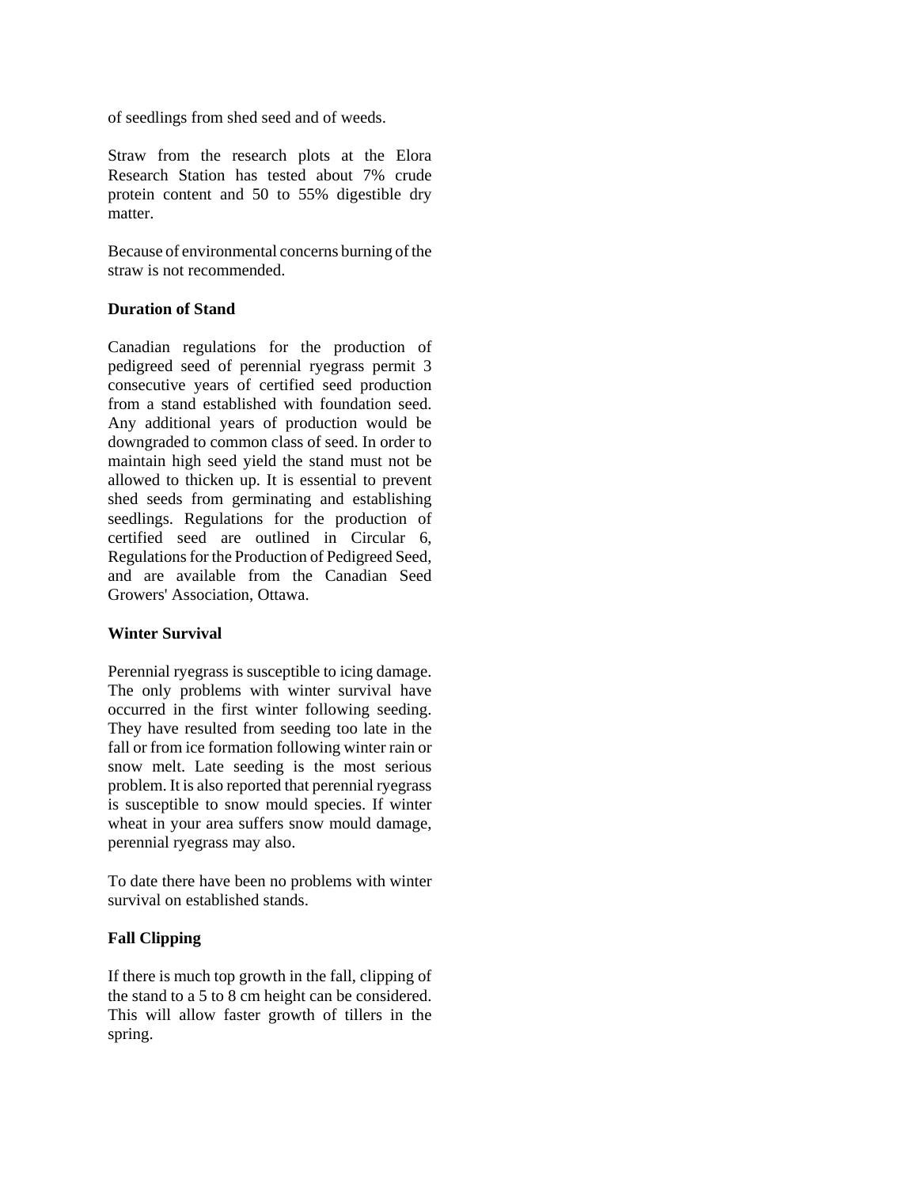of seedlings from shed seed and of weeds.

Straw from the research plots at the Elora Research Station has tested about 7% crude protein content and 50 to 55% digestible dry matter.

Because of environmental concerns burning of the straw is not recommended.

**Duration of Stand**

Canadian regulations for the production of pedigreed seed of perennial ryegrass permit 3 consecutive years of certified seed production from a stand established with foundation seed. Any additional years of production would be downgraded to common class of seed. In order to maintain high seed yield the stand must not be allowed to thicken up. It is essential to prevent shed seeds from germinating and establishing seedlings. Regulations for the production of certified seed are outlined in Circular 6, Regulations for the Production of Pedigreed Seed, and are available from the Canadian Seed Growers' Association, Ottawa.

**Winter Survival**

Perennial ryegrass is susceptible to icing damage. The only problems with winter survival have occurred in the first winter following seeding. They have resulted from seeding too late in the fall or from ice formation following winter rain or snow melt. Late seeding is the most serious problem. It is also reported that perennial ryegrass is susceptible to snow mould species. If winter wheat in your area suffers snow mould damage, perennial ryegrass may also.

To date there have been no problems with winter survival on established stands.

**Fall Clipping**

If there is much top growth in the fall, clipping of the stand to a 5 to 8 cm height can be considered. This will allow faster growth of tillers in the spring.